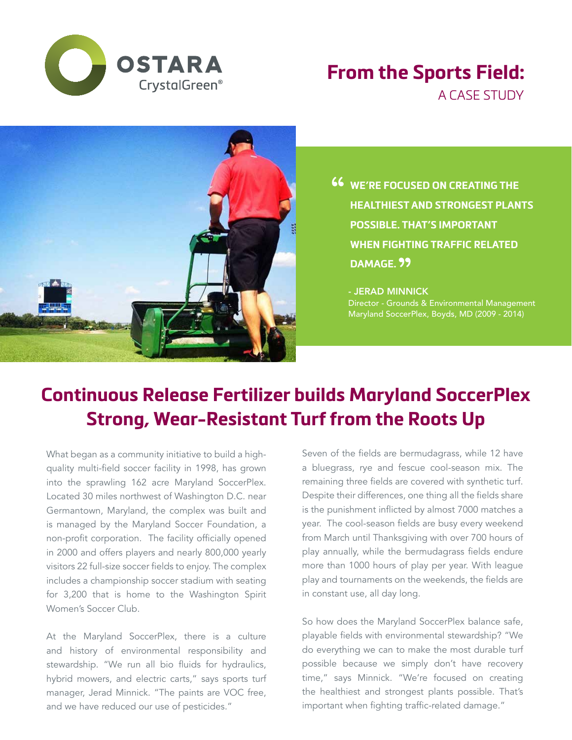OSTARA
CrystalGreen®

# From the Sports Field:
## A CASE STUDY

> “WE’RE FOCUSED ON CREATING THE HEALTHIEST AND STRONGEST PLANTS POSSIBLE. THAT’S IMPORTANT WHEN FIGHTING TRAFFIC RELATED DAMAGE.”
>
> **- JERAD MINNICK**
> Director - Grounds & Environmental Management
> Maryland SoccerPlex, Boyds, MD (2009 - 2014)

# Continuous Release Fertilizer builds Maryland SoccerPlex Strong, Wear-Resistant Turf from the Roots Up

What began as a community initiative to build a high-quality multi-field soccer facility in 1998, has grown into the sprawling 162 acre Maryland SoccerPlex. Located 30 miles northwest of Washington D.C. near Germantown, Maryland, the complex was built and is managed by the Maryland Soccer Foundation, a non-profit corporation. The facility officially opened in 2000 and offers players and nearly 800,000 yearly visitors 22 full-size soccer fields to enjoy. The complex includes a championship soccer stadium with seating for 3,200 that is home to the Washington Spirit Women’s Soccer Club.

At the Maryland SoccerPlex, there is a culture and history of environmental responsibility and stewardship. “We run all bio fluids for hydraulics, hybrid mowers, and electric carts,” says sports turf manager, Jerad Minnick. “The paints are VOC free, and we have reduced our use of pesticides.”

Seven of the fields are bermudagrass, while 12 have a bluegrass, rye and fescue cool-season mix. The remaining three fields are covered with synthetic turf. Despite their differences, one thing all the fields share is the punishment inflicted by almost 7000 matches a year. The cool-season fields are busy every weekend from March until Thanksgiving with over 700 hours of play annually, while the bermudagrass fields endure more than 1000 hours of play per year. With league play and tournaments on the weekends, the fields are in constant use, all day long.

So how does the Maryland SoccerPlex balance safe, playable fields with environmental stewardship? “We do everything we can to make the most durable turf possible because we simply don’t have recovery time,” says Minnick. “We’re focused on creating the healthiest and strongest plants possible. That’s important when fighting traffic-related damage.”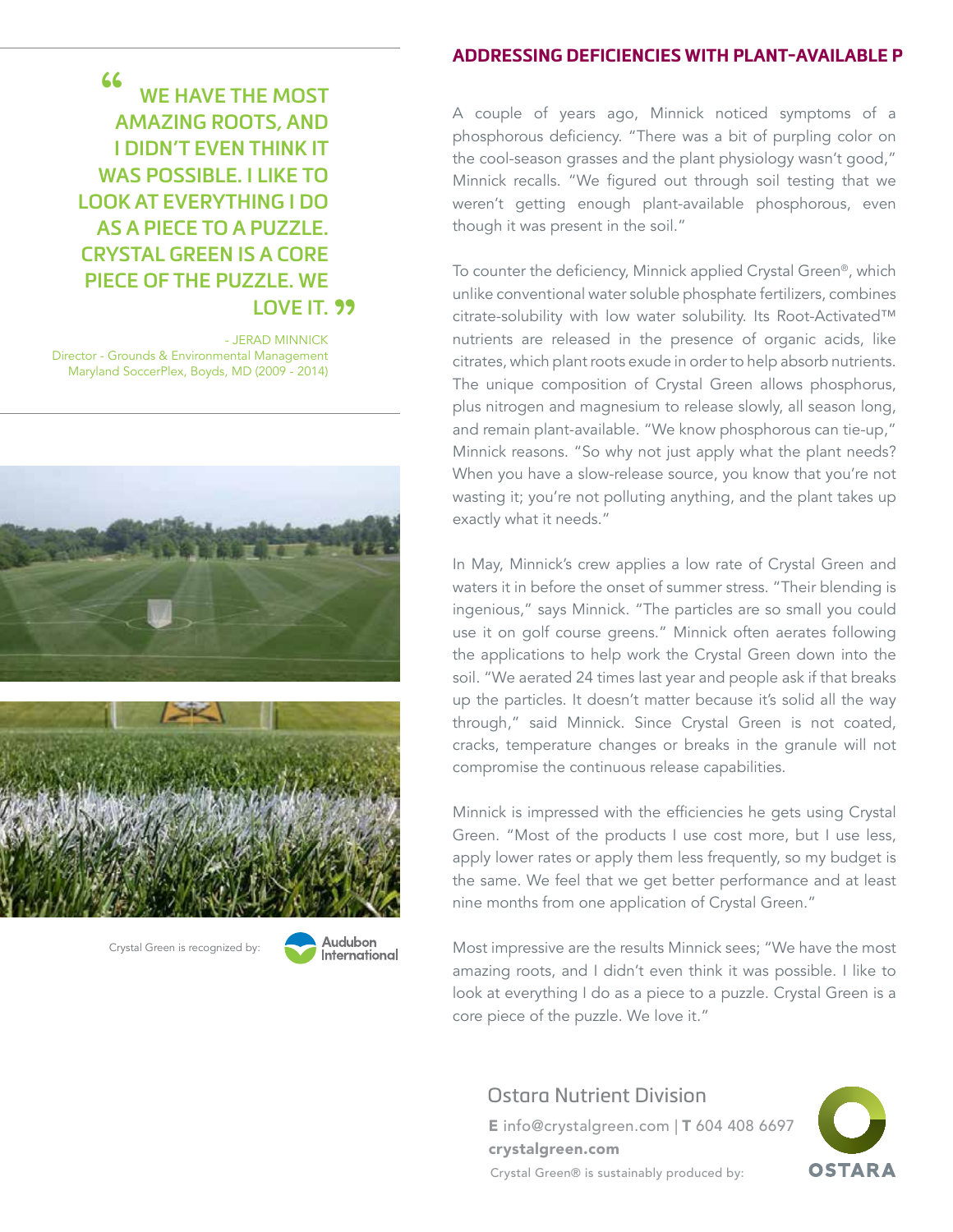> “ WE HAVE THE MOST AMAZING ROOTS, AND I DIDN’T EVEN THINK IT WAS POSSIBLE. I LIKE TO LOOK AT EVERYTHING I DO AS A PIECE TO A PUZZLE. CRYSTAL GREEN IS A CORE PIECE OF THE PUZZLE. WE LOVE IT. ”

- JERAD MINNICK
Director - Grounds & Environmental Management
Maryland SoccerPlex, Boyds, MD (2009 - 2014)

Crystal Green is recognized by: Audubon International

## ADDRESSING DEFICIENCIES WITH PLANT-AVAILABLE P

A couple of years ago, Minnick noticed symptoms of a phosphorous deficiency. “There was a bit of purpling color on the cool-season grasses and the plant physiology wasn’t good,” Minnick recalls. “We figured out through soil testing that we weren’t getting enough plant-available phosphorous, even though it was present in the soil.”

To counter the deficiency, Minnick applied Crystal Green®, which unlike conventional water soluble phosphate fertilizers, combines citrate-solubility with low water solubility. Its Root-Activated™ nutrients are released in the presence of organic acids, like citrates, which plant roots exude in order to help absorb nutrients. The unique composition of Crystal Green allows phosphorus, plus nitrogen and magnesium to release slowly, all season long, and remain plant-available. “We know phosphorous can tie-up,” Minnick reasons. “So why not just apply what the plant needs? When you have a slow-release source, you know that you’re not wasting it; you’re not polluting anything, and the plant takes up exactly what it needs.”

In May, Minnick’s crew applies a low rate of Crystal Green and waters it in before the onset of summer stress. “Their blending is ingenious,” says Minnick. “The particles are so small you could use it on golf course greens.” Minnick often aerates following the applications to help work the Crystal Green down into the soil. “We aerated 24 times last year and people ask if that breaks up the particles. It doesn’t matter because it’s solid all the way through,” said Minnick. Since Crystal Green is not coated, cracks, temperature changes or breaks in the granule will not compromise the continuous release capabilities.

Minnick is impressed with the efficiencies he gets using Crystal Green. “Most of the products I use cost more, but I use less, apply lower rates or apply them less frequently, so my budget is the same. We feel that we get better performance and at least nine months from one application of Crystal Green.”

Most impressive are the results Minnick sees; “We have the most amazing roots, and I didn’t even think it was possible. I like to look at everything I do as a piece to a puzzle. Crystal Green is a core piece of the puzzle. We love it.”

Ostara Nutrient Division

**E** info@crystalgreen.com | **T** 604 408 6697

**crystalgreen.com**

Crystal Green® is sustainably produced by: OSTARA